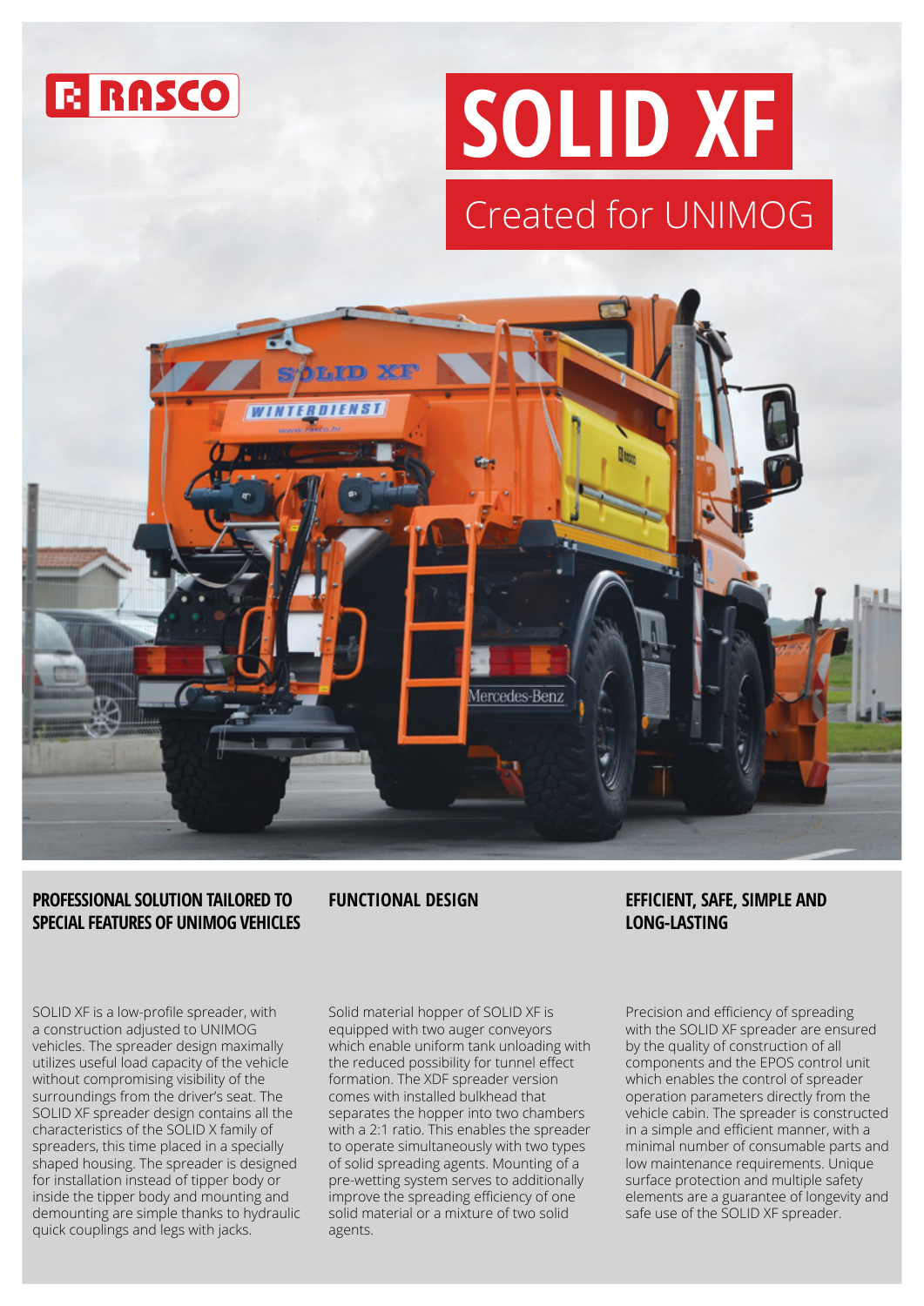# SOLID XF

## Created for UNIMOG

### PROFESSIONAL SOLUTION TAILORED TO SPECIAL FEATURES OF UNIMOG VEHICLES

SOLID XF is a low-profile spreader, with a construction adjusted to UNIMOG vehicles. The spreader design maximally utilizes useful load capacity of the vehicle without compromising visibility of the surroundings from the driver's seat. The SOLID XF spreader design contains all the characteristics of the SOLID X family of spreaders, this time placed in a specially shaped housing. The spreader is designed for installation instead of tipper body or inside the tipper body and mounting and demounting are simple thanks to hydraulic quick couplings and legs with jacks.

### FUNCTIONAL DESIGN

Solid material hopper of SOLID XF is equipped with two auger conveyors which enable uniform tank unloading with the reduced possibility for tunnel effect formation. The XDF spreader version comes with installed bulkhead that separates the hopper into two chambers with a 2:1 ratio. This enables the spreader to operate simultaneously with two types of solid spreading agents. Mounting of a pre-wetting system serves to additionally improve the spreading efficiency of one solid material or a mixture of two solid agents.

### EFFICIENT, SAFE, SIMPLE AND LONG-LASTING

Precision and efficiency of spreading with the SOLID XF spreader are ensured by the quality of construction of all components and the EPOS control unit which enables the control of spreader operation parameters directly from the vehicle cabin. The spreader is constructed in a simple and efficient manner, with a minimal number of consumable parts and low maintenance requirements. Unique surface protection and multiple safety elements are a guarantee of longevity and safe use of the SOLID XF spreader.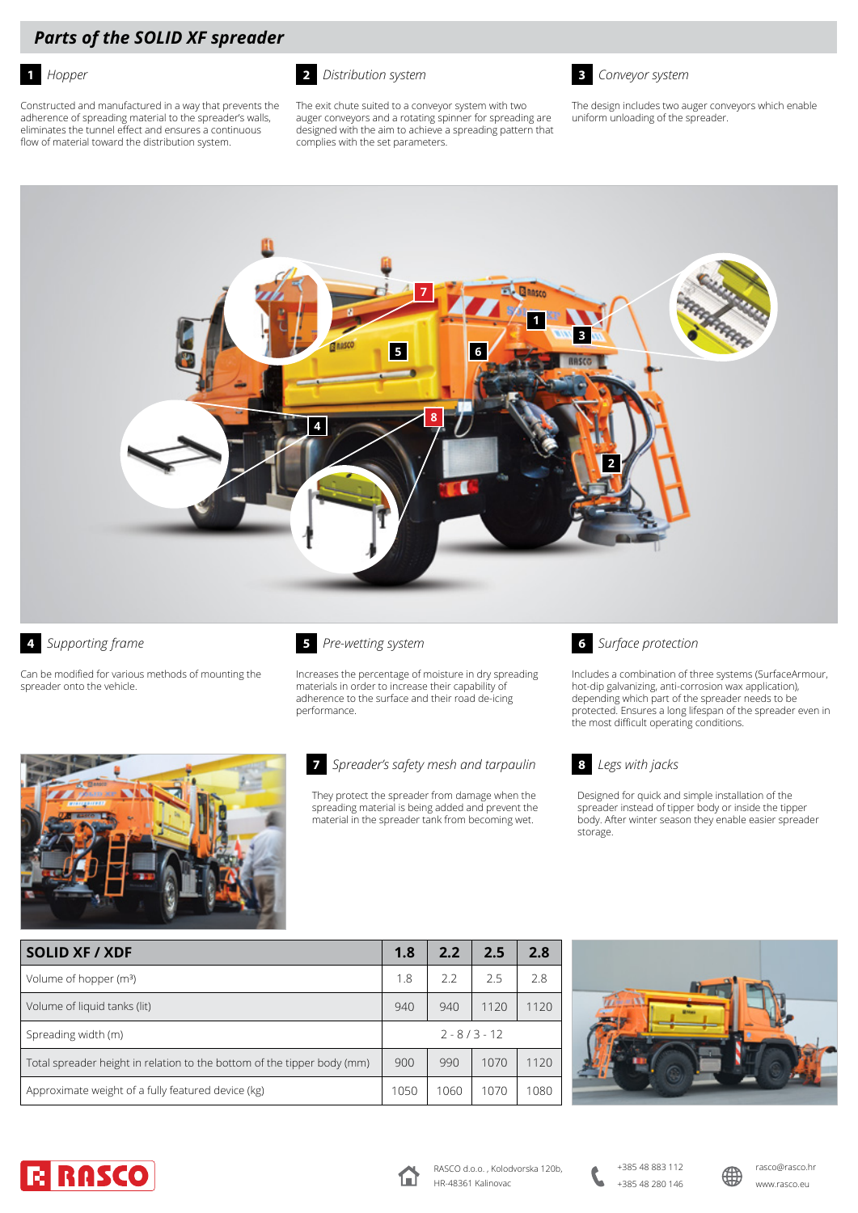## Parts of the SOLID XF spreader

### 1 *Hopper*

Constructed and manufactured in a way that prevents the adherence of spreading material to the spreader's walls, eliminates the tunnel effect and ensures a continuous flow of material toward the distribution system.

### 2 *Distribution system*

The exit chute suited to a conveyor system with two auger conveyors and a rotating spinner for spreading are designed with the aim to achieve a spreading pattern that complies with the set parameters.

### 3 *Conveyor system*

The design includes two auger conveyors which enable uniform unloading of the spreader.

### 4 *Supporting frame*

Can be modified for various methods of mounting the spreader onto the vehicle.

### 5 *Pre-wetting system*

Increases the percentage of moisture in dry spreading materials in order to increase their capability of adherence to the surface and their road de-icing performance.

### 6 *Surface protection*

Includes a combination of three systems (SurfaceArmour, hot-dip galvanizing, anti-corrosion wax application), depending which part of the spreader needs to be protected. Ensures a long lifespan of the spreader even in the most difficult operating conditions.

### 7 *Spreader's safety mesh and tarpaulin*

They protect the spreader from damage when the spreading material is being added and prevent the material in the spreader tank from becoming wet.

### 8 *Legs with jacks*

Designed for quick and simple installation of the spreader instead of tipper body or inside the tipper body. After winter season they enable easier spreader storage.

| SOLID XF / XDF | 1.8 | 2.2 | 2.5 | 2.8 |
|---|---|---|---|---|
| Volume of hopper (m³) | 1.8 | 2.2 | 2.5 | 2.8 |
| Volume of liquid tanks (lit) | 940 | 940 | 1120 | 1120 |
| Spreading width (m) | 2 - 8 / 3 - 12 | | | |
| Total spreader height in relation to the bottom of the tipper body (mm) | 900 | 990 | 1070 | 1120 |
| Approximate weight of a fully featured device (kg) | 1050 | 1060 | 1070 | 1080 |

RASCO

RASCO d.o.o. , Kolodvorska 120b,
HR-48361 Kalinovac

+385 48 883 112
+385 48 280 146

rasco@rasco.hr
www.rasco.eu